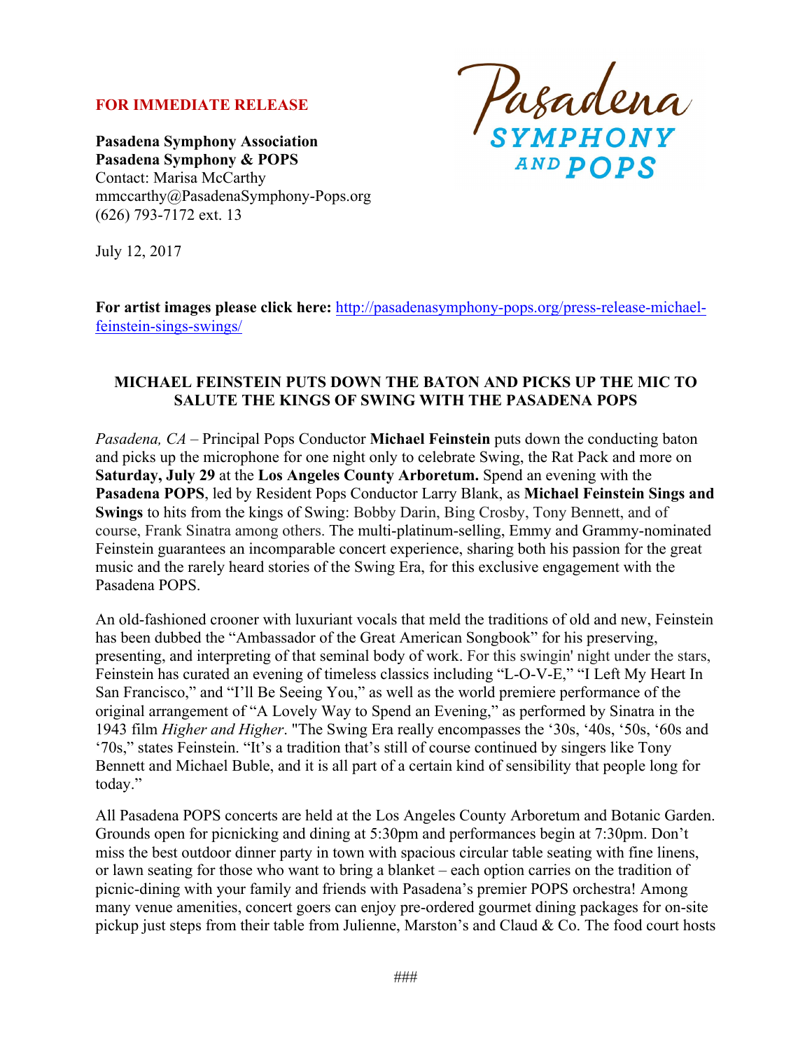**FOR IMMEDIATE RELEASE**

Pasadena SYMPHONY AND POPS

**Pasadena Symphony Association**
**Pasadena Symphony & POPS**
Contact: Marisa McCarthy
mmccarthy@PasadenaSymphony-Pops.org
(626) 793-7172 ext. 13

July 12, 2017

**For artist images please click here:** http://pasadenasymphony-pops.org/press-release-michael-feinstein-sings-swings/

## MICHAEL FEINSTEIN PUTS DOWN THE BATON AND PICKS UP THE MIC TO SALUTE THE KINGS OF SWING WITH THE PASADENA POPS

*Pasadena, CA* – Principal Pops Conductor **Michael Feinstein** puts down the conducting baton and picks up the microphone for one night only to celebrate Swing, the Rat Pack and more on **Saturday, July 29** at the **Los Angeles County Arboretum.** Spend an evening with the **Pasadena POPS**, led by Resident Pops Conductor Larry Blank, as **Michael Feinstein Sings and Swings** to hits from the kings of Swing: Bobby Darin, Bing Crosby, Tony Bennett, and of course, Frank Sinatra among others. The multi-platinum-selling, Emmy and Grammy-nominated Feinstein guarantees an incomparable concert experience, sharing both his passion for the great music and the rarely heard stories of the Swing Era, for this exclusive engagement with the Pasadena POPS.

An old-fashioned crooner with luxuriant vocals that meld the traditions of old and new, Feinstein has been dubbed the "Ambassador of the Great American Songbook" for his preserving, presenting, and interpreting of that seminal body of work. For this swingin' night under the stars, Feinstein has curated an evening of timeless classics including "L-O-V-E," "I Left My Heart In San Francisco," and "I'll Be Seeing You," as well as the world premiere performance of the original arrangement of "A Lovely Way to Spend an Evening," as performed by Sinatra in the 1943 film *Higher and Higher*. "The Swing Era really encompasses the '30s, '40s, '50s, '60s and '70s," states Feinstein. "It's a tradition that's still of course continued by singers like Tony Bennett and Michael Buble, and it is all part of a certain kind of sensibility that people long for today."

All Pasadena POPS concerts are held at the Los Angeles County Arboretum and Botanic Garden. Grounds open for picnicking and dining at 5:30pm and performances begin at 7:30pm. Don't miss the best outdoor dinner party in town with spacious circular table seating with fine linens, or lawn seating for those who want to bring a blanket – each option carries on the tradition of picnic-dining with your family and friends with Pasadena's premier POPS orchestra! Among many venue amenities, concert goers can enjoy pre-ordered gourmet dining packages for on-site pickup just steps from their table from Julienne, Marston's and Claud & Co. The food court hosts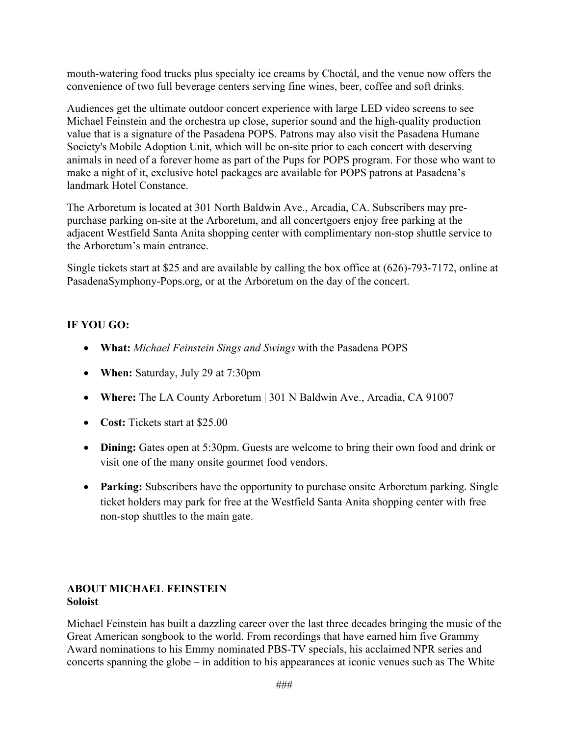mouth-watering food trucks plus specialty ice creams by Choctál, and the venue now offers the convenience of two full beverage centers serving fine wines, beer, coffee and soft drinks.

Audiences get the ultimate outdoor concert experience with large LED video screens to see Michael Feinstein and the orchestra up close, superior sound and the high-quality production value that is a signature of the Pasadena POPS. Patrons may also visit the Pasadena Humane Society's Mobile Adoption Unit, which will be on-site prior to each concert with deserving animals in need of a forever home as part of the Pups for POPS program. For those who want to make a night of it, exclusive hotel packages are available for POPS patrons at Pasadena's landmark Hotel Constance.

The Arboretum is located at 301 North Baldwin Ave., Arcadia, CA. Subscribers may pre-purchase parking on-site at the Arboretum, and all concertgoers enjoy free parking at the adjacent Westfield Santa Anita shopping center with complimentary non-stop shuttle service to the Arboretum's main entrance.

Single tickets start at $25 and are available by calling the box office at (626)-793-7172, online at PasadenaSymphony-Pops.org, or at the Arboretum on the day of the concert.

**IF YOU GO:**

- **What:** *Michael Feinstein Sings and Swings* with the Pasadena POPS
- **When:** Saturday, July 29 at 7:30pm
- **Where:** The LA County Arboretum | 301 N Baldwin Ave., Arcadia, CA 91007
- **Cost:** Tickets start at $25.00
- **Dining:** Gates open at 5:30pm. Guests are welcome to bring their own food and drink or visit one of the many onsite gourmet food vendors.
- **Parking:** Subscribers have the opportunity to purchase onsite Arboretum parking. Single ticket holders may park for free at the Westfield Santa Anita shopping center with free non-stop shuttles to the main gate.

**ABOUT MICHAEL FEINSTEIN**
**Soloist**

Michael Feinstein has built a dazzling career over the last three decades bringing the music of the Great American songbook to the world. From recordings that have earned him five Grammy Award nominations to his Emmy nominated PBS-TV specials, his acclaimed NPR series and concerts spanning the globe – in addition to his appearances at iconic venues such as The White

###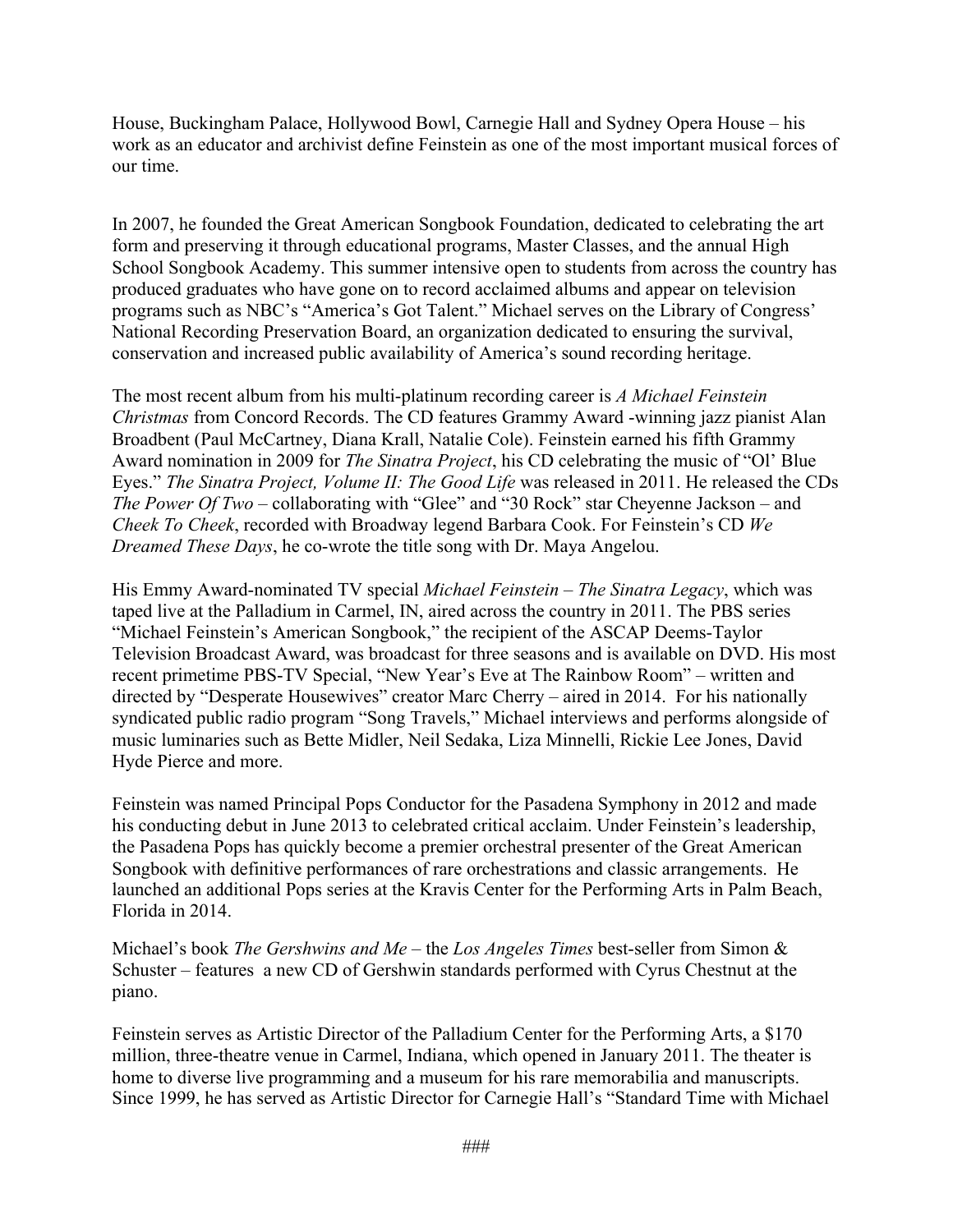House, Buckingham Palace, Hollywood Bowl, Carnegie Hall and Sydney Opera House – his work as an educator and archivist define Feinstein as one of the most important musical forces of our time.

In 2007, he founded the Great American Songbook Foundation, dedicated to celebrating the art form and preserving it through educational programs, Master Classes, and the annual High School Songbook Academy. This summer intensive open to students from across the country has produced graduates who have gone on to record acclaimed albums and appear on television programs such as NBC's "America's Got Talent." Michael serves on the Library of Congress' National Recording Preservation Board, an organization dedicated to ensuring the survival, conservation and increased public availability of America's sound recording heritage.

The most recent album from his multi-platinum recording career is *A Michael Feinstein Christmas* from Concord Records. The CD features Grammy Award -winning jazz pianist Alan Broadbent (Paul McCartney, Diana Krall, Natalie Cole). Feinstein earned his fifth Grammy Award nomination in 2009 for *The Sinatra Project*, his CD celebrating the music of "Ol' Blue Eyes." *The Sinatra Project, Volume II: The Good Life* was released in 2011. He released the CDs *The Power Of Two* – collaborating with "Glee" and "30 Rock" star Cheyenne Jackson – and *Cheek To Cheek*, recorded with Broadway legend Barbara Cook. For Feinstein's CD *We Dreamed These Days*, he co-wrote the title song with Dr. Maya Angelou.

His Emmy Award-nominated TV special *Michael Feinstein – The Sinatra Legacy*, which was taped live at the Palladium in Carmel, IN, aired across the country in 2011. The PBS series "Michael Feinstein's American Songbook," the recipient of the ASCAP Deems-Taylor Television Broadcast Award, was broadcast for three seasons and is available on DVD. His most recent primetime PBS-TV Special, "New Year's Eve at The Rainbow Room" – written and directed by "Desperate Housewives" creator Marc Cherry – aired in 2014. For his nationally syndicated public radio program "Song Travels," Michael interviews and performs alongside of music luminaries such as Bette Midler, Neil Sedaka, Liza Minnelli, Rickie Lee Jones, David Hyde Pierce and more.

Feinstein was named Principal Pops Conductor for the Pasadena Symphony in 2012 and made his conducting debut in June 2013 to celebrated critical acclaim. Under Feinstein's leadership, the Pasadena Pops has quickly become a premier orchestral presenter of the Great American Songbook with definitive performances of rare orchestrations and classic arrangements. He launched an additional Pops series at the Kravis Center for the Performing Arts in Palm Beach, Florida in 2014.

Michael's book *The Gershwins and Me* – the *Los Angeles Times* best-seller from Simon & Schuster – features a new CD of Gershwin standards performed with Cyrus Chestnut at the piano.

Feinstein serves as Artistic Director of the Palladium Center for the Performing Arts, a $170 million, three-theatre venue in Carmel, Indiana, which opened in January 2011. The theater is home to diverse live programming and a museum for his rare memorabilia and manuscripts. Since 1999, he has served as Artistic Director for Carnegie Hall's "Standard Time with Michael

###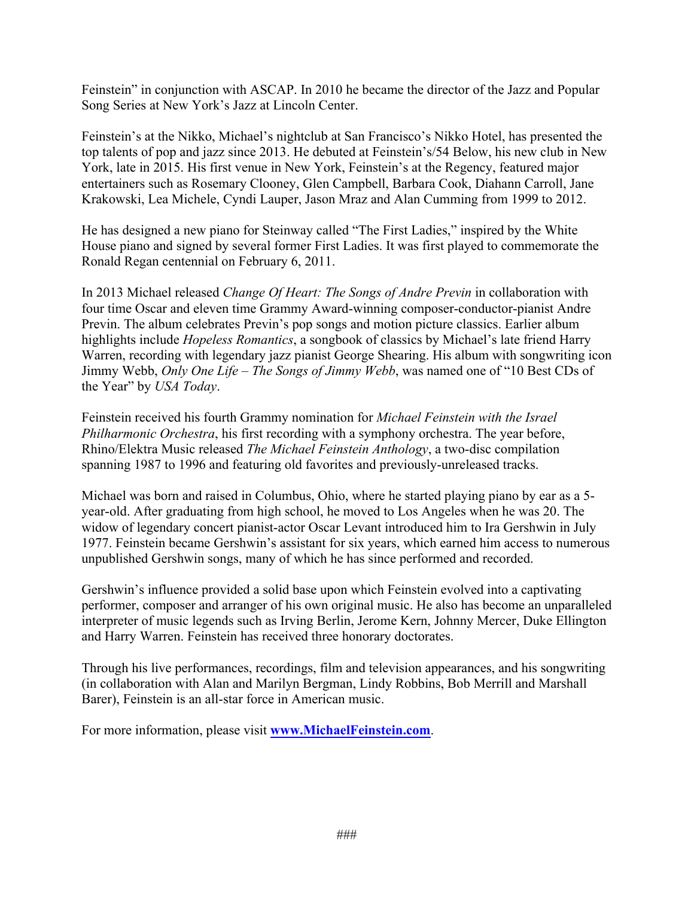Feinstein" in conjunction with ASCAP. In 2010 he became the director of the Jazz and Popular Song Series at New York's Jazz at Lincoln Center.

Feinstein's at the Nikko, Michael's nightclub at San Francisco's Nikko Hotel, has presented the top talents of pop and jazz since 2013. He debuted at Feinstein's/54 Below, his new club in New York, late in 2015. His first venue in New York, Feinstein's at the Regency, featured major entertainers such as Rosemary Clooney, Glen Campbell, Barbara Cook, Diahann Carroll, Jane Krakowski, Lea Michele, Cyndi Lauper, Jason Mraz and Alan Cumming from 1999 to 2012.

He has designed a new piano for Steinway called "The First Ladies," inspired by the White House piano and signed by several former First Ladies. It was first played to commemorate the Ronald Regan centennial on February 6, 2011.

In 2013 Michael released *Change Of Heart: The Songs of Andre Previn* in collaboration with four time Oscar and eleven time Grammy Award-winning composer-conductor-pianist Andre Previn. The album celebrates Previn's pop songs and motion picture classics. Earlier album highlights include *Hopeless Romantics*, a songbook of classics by Michael's late friend Harry Warren, recording with legendary jazz pianist George Shearing. His album with songwriting icon Jimmy Webb, *Only One Life – The Songs of Jimmy Webb*, was named one of "10 Best CDs of the Year" by *USA Today*.

Feinstein received his fourth Grammy nomination for *Michael Feinstein with the Israel Philharmonic Orchestra*, his first recording with a symphony orchestra. The year before, Rhino/Elektra Music released *The Michael Feinstein Anthology*, a two-disc compilation spanning 1987 to 1996 and featuring old favorites and previously-unreleased tracks.

Michael was born and raised in Columbus, Ohio, where he started playing piano by ear as a 5-year-old. After graduating from high school, he moved to Los Angeles when he was 20. The widow of legendary concert pianist-actor Oscar Levant introduced him to Ira Gershwin in July 1977. Feinstein became Gershwin's assistant for six years, which earned him access to numerous unpublished Gershwin songs, many of which he has since performed and recorded.

Gershwin's influence provided a solid base upon which Feinstein evolved into a captivating performer, composer and arranger of his own original music. He also has become an unparalleled interpreter of music legends such as Irving Berlin, Jerome Kern, Johnny Mercer, Duke Ellington and Harry Warren. Feinstein has received three honorary doctorates.

Through his live performances, recordings, film and television appearances, and his songwriting (in collaboration with Alan and Marilyn Bergman, Lindy Robbins, Bob Merrill and Marshall Barer), Feinstein is an all-star force in American music.

For more information, please visit **www.MichaelFeinstein.com**.

###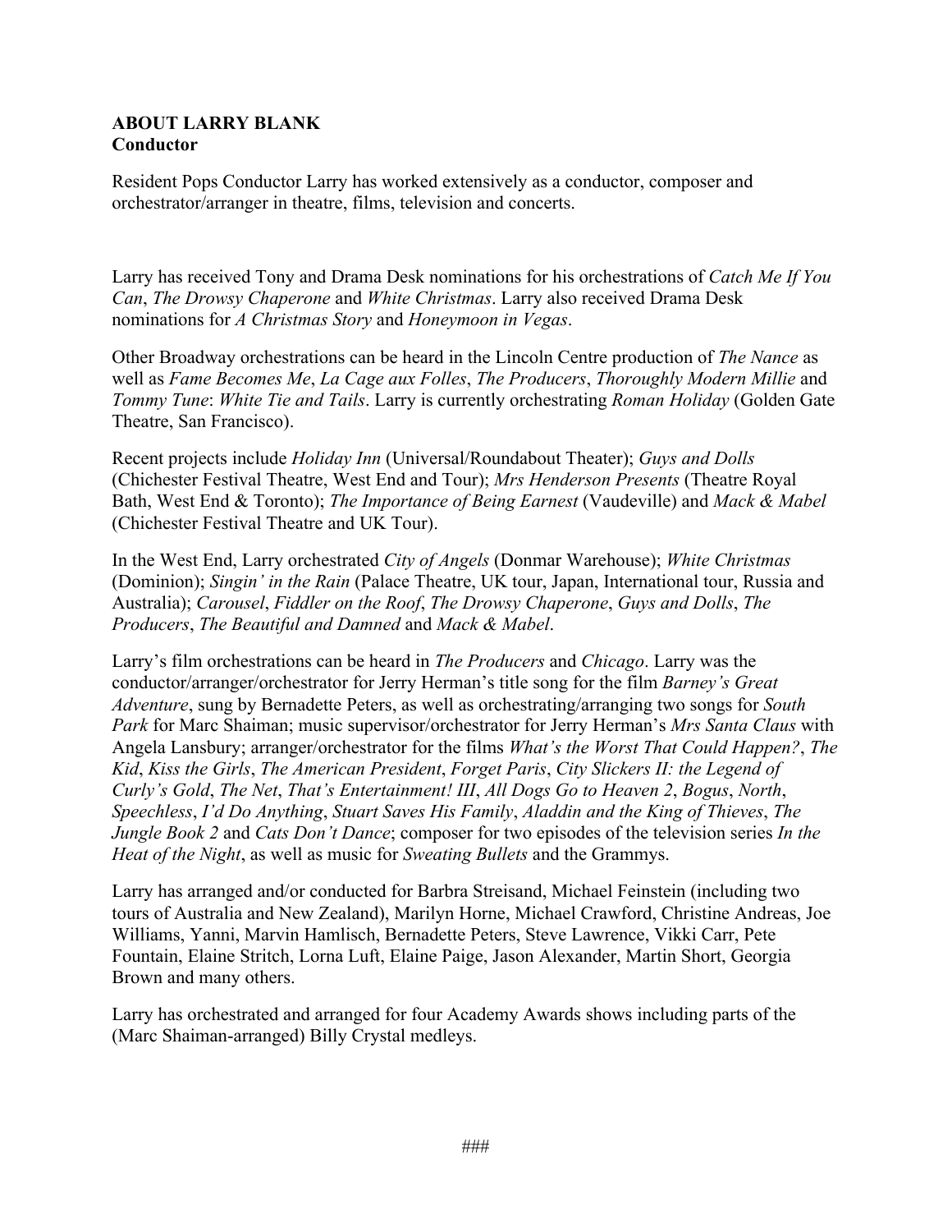**ABOUT LARRY BLANK**
**Conductor**

Resident Pops Conductor Larry has worked extensively as a conductor, composer and orchestrator/arranger in theatre, films, television and concerts.

Larry has received Tony and Drama Desk nominations for his orchestrations of *Catch Me If You Can*, *The Drowsy Chaperone* and *White Christmas*. Larry also received Drama Desk nominations for *A Christmas Story* and *Honeymoon in Vegas*.

Other Broadway orchestrations can be heard in the Lincoln Centre production of *The Nance* as well as *Fame Becomes Me*, *La Cage aux Folles*, *The Producers*, *Thoroughly Modern Millie* and *Tommy Tune*: *White Tie and Tails*. Larry is currently orchestrating *Roman Holiday* (Golden Gate Theatre, San Francisco).

Recent projects include *Holiday Inn* (Universal/Roundabout Theater); *Guys and Dolls* (Chichester Festival Theatre, West End and Tour); *Mrs Henderson Presents* (Theatre Royal Bath, West End & Toronto); *The Importance of Being Earnest* (Vaudeville) and *Mack & Mabel* (Chichester Festival Theatre and UK Tour).

In the West End, Larry orchestrated *City of Angels* (Donmar Warehouse); *White Christmas* (Dominion); *Singin' in the Rain* (Palace Theatre, UK tour, Japan, International tour, Russia and Australia); *Carousel*, *Fiddler on the Roof*, *The Drowsy Chaperone*, *Guys and Dolls*, *The Producers*, *The Beautiful and Damned* and *Mack & Mabel*.

Larry's film orchestrations can be heard in *The Producers* and *Chicago*. Larry was the conductor/arranger/orchestrator for Jerry Herman's title song for the film *Barney's Great Adventure*, sung by Bernadette Peters, as well as orchestrating/arranging two songs for *South Park* for Marc Shaiman; music supervisor/orchestrator for Jerry Herman's *Mrs Santa Claus* with Angela Lansbury; arranger/orchestrator for the films *What's the Worst That Could Happen?*, *The Kid*, *Kiss the Girls*, *The American President*, *Forget Paris*, *City Slickers II: the Legend of Curly's Gold*, *The Net*, *That's Entertainment! III*, *All Dogs Go to Heaven 2*, *Bogus*, *North*, *Speechless*, *I'd Do Anything*, *Stuart Saves His Family*, *Aladdin and the King of Thieves*, *The Jungle Book 2* and *Cats Don't Dance*; composer for two episodes of the television series *In the Heat of the Night*, as well as music for *Sweating Bullets* and the Grammys.

Larry has arranged and/or conducted for Barbra Streisand, Michael Feinstein (including two tours of Australia and New Zealand), Marilyn Horne, Michael Crawford, Christine Andreas, Joe Williams, Yanni, Marvin Hamlisch, Bernadette Peters, Steve Lawrence, Vikki Carr, Pete Fountain, Elaine Stritch, Lorna Luft, Elaine Paige, Jason Alexander, Martin Short, Georgia Brown and many others.

Larry has orchestrated and arranged for four Academy Awards shows including parts of the (Marc Shaiman-arranged) Billy Crystal medleys.

###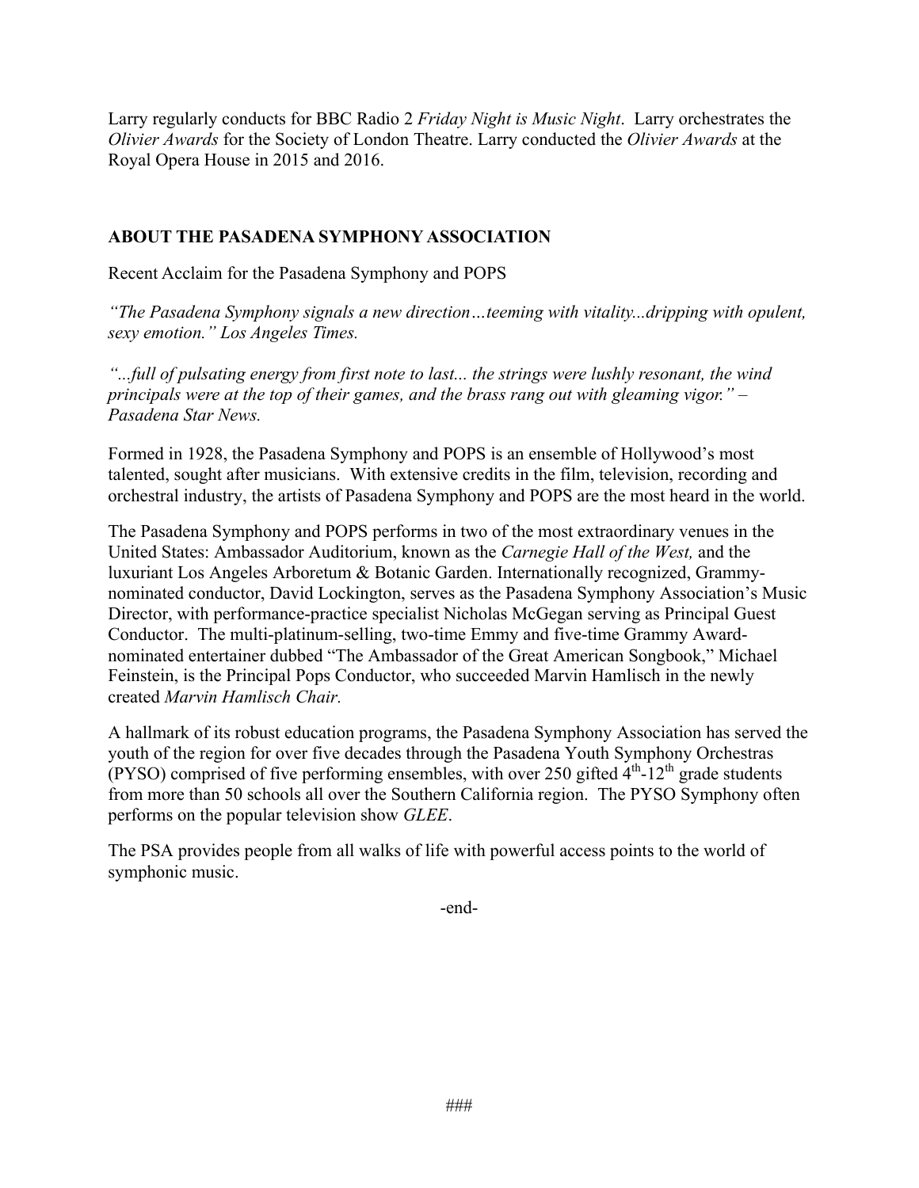Larry regularly conducts for BBC Radio 2 *Friday Night is Music Night*. Larry orchestrates the *Olivier Awards* for the Society of London Theatre. Larry conducted the *Olivier Awards* at the Royal Opera House in 2015 and 2016.

## ABOUT THE PASADENA SYMPHONY ASSOCIATION

Recent Acclaim for the Pasadena Symphony and POPS

*"The Pasadena Symphony signals a new direction…teeming with vitality...dripping with opulent, sexy emotion." Los Angeles Times.*

*"...full of pulsating energy from first note to last... the strings were lushly resonant, the wind principals were at the top of their games, and the brass rang out with gleaming vigor." – Pasadena Star News.*

Formed in 1928, the Pasadena Symphony and POPS is an ensemble of Hollywood's most talented, sought after musicians. With extensive credits in the film, television, recording and orchestral industry, the artists of Pasadena Symphony and POPS are the most heard in the world.

The Pasadena Symphony and POPS performs in two of the most extraordinary venues in the United States: Ambassador Auditorium, known as the *Carnegie Hall of the West,* and the luxuriant Los Angeles Arboretum & Botanic Garden. Internationally recognized, Grammy-nominated conductor, David Lockington, serves as the Pasadena Symphony Association's Music Director, with performance-practice specialist Nicholas McGegan serving as Principal Guest Conductor. The multi-platinum-selling, two-time Emmy and five-time Grammy Award-nominated entertainer dubbed "The Ambassador of the Great American Songbook," Michael Feinstein, is the Principal Pops Conductor, who succeeded Marvin Hamlisch in the newly created *Marvin Hamlisch Chair.*

A hallmark of its robust education programs, the Pasadena Symphony Association has served the youth of the region for over five decades through the Pasadena Youth Symphony Orchestras (PYSO) comprised of five performing ensembles, with over 250 gifted 4th-12th grade students from more than 50 schools all over the Southern California region. The PYSO Symphony often performs on the popular television show *GLEE*.

The PSA provides people from all walks of life with powerful access points to the world of symphonic music.

-end-

###